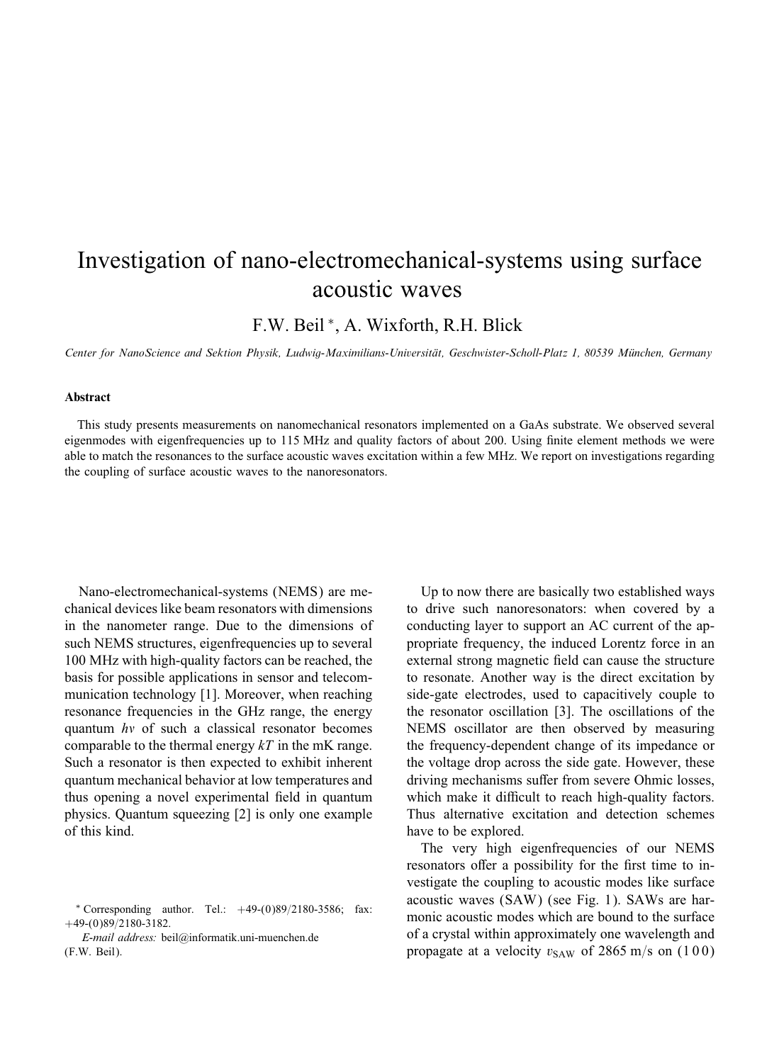# Investigation of nano-electromechanical-systems using surface acoustic waves

F.W. Beil *, A. Wixforth, R.H. Blick

*Center for NanoScience and Sektion Physik, Ludwig-Maximilians-Universität, Geschwister-Scholl-Platz 1, 80539 München, Germany*

### Abstract

This study presents measurements on nanomechanical resonators implemented on a GaAs substrate. We observed several eigenmodes with eigenfrequencies up to 115 MHz and quality factors of about 200. Using finite element methods we were able to match the resonances to the surface acoustic waves excitation within a few MHz. We report on investigations regarding the coupling of surface acoustic waves to the nanoresonators.

Nano-electromechanical-systems (NEMS) are mechanical devices like beam resonators with dimensions in the nanometer range. Due to the dimensions of such NEMS structures, eigenfrequencies up to several 100 MHz with high-quality factors can be reached, the basis for possible applications in sensor and telecommunication technology [1]. Moreover, when reaching resonance frequencies in the GHz range, the energy quantum $h\nu$ of such a classical resonator becomes comparable to the thermal energy $kT$ in the mK range. Such a resonator is then expected to exhibit inherent quantum mechanical behavior at low temperatures and thus opening a novel experimental field in quantum physics. Quantum squeezing [2] is only one example of this kind.

Up to now there are basically two established ways to drive such nanoresonators: when covered by a conducting layer to support an AC current of the appropriate frequency, the induced Lorentz force in an external strong magnetic field can cause the structure to resonate. Another way is the direct excitation by side-gate electrodes, used to capacitively couple to the resonator oscillation [3]. The oscillations of the NEMS oscillator are then observed by measuring the frequency-dependent change of its impedance or the voltage drop across the side gate. However, these driving mechanisms suffer from severe Ohmic losses, which make it difficult to reach high-quality factors. Thus alternative excitation and detection schemes have to be explored.

The very high eigenfrequencies of our NEMS resonators offer a possibility for the first time to investigate the coupling to acoustic modes like surface acoustic waves (SAW) (see Fig. 1). SAWs are harmonic acoustic modes which are bound to the surface of a crystal within approximately one wavelength and propagate at a velocity $v_{\mathrm{SAW}}$ of 2865 m/s on (1 0 0)

* Corresponding author. Tel.: +49-(0)89/2180-3586; fax: +49-(0)89/2180-3182.

*E-mail address:* beil@informatik.uni-muenchen.de (F.W. Beil).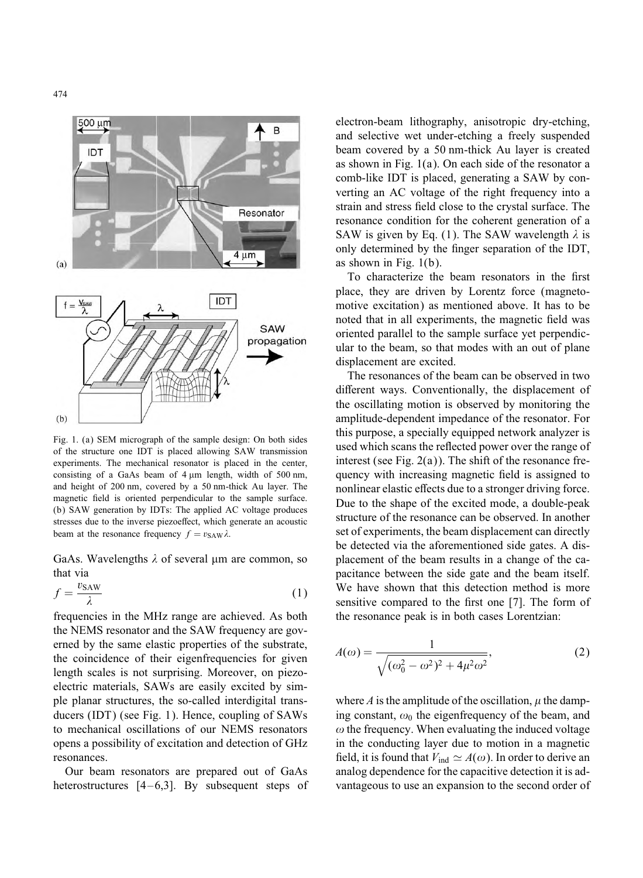Fig. 1. (a) SEM micrograph of the sample design: On both sides of the structure one IDT is placed allowing SAW transmission experiments. The mechanical resonator is placed in the center, consisting of a GaAs beam of 4 μm length, width of 500 nm, and height of 200 nm, covered by a 50 nm-thick Au layer. The magnetic field is oriented perpendicular to the sample surface. (b) SAW generation by IDTs: The applied AC voltage produces stresses due to the inverse piezoeffect, which generate an acoustic beam at the resonance frequency $f = v_{\mathrm{SAW}}\lambda$.

GaAs. Wavelengths $\lambda$ of several μm are common, so that via

$$f = \frac{v_{\mathrm{SAW}}}{\lambda} \tag{1}$$

frequencies in the MHz range are achieved. As both the NEMS resonator and the SAW frequency are governed by the same elastic properties of the substrate, the coincidence of their eigenfrequencies for given length scales is not surprising. Moreover, on piezoelectric materials, SAWs are easily excited by simple planar structures, the so-called interdigital transducers (IDT) (see Fig. 1). Hence, coupling of SAWs to mechanical oscillations of our NEMS resonators opens a possibility of excitation and detection of GHz resonances.

Our beam resonators are prepared out of GaAs heterostructures [4–6,3]. By subsequent steps of electron-beam lithography, anisotropic dry-etching, and selective wet under-etching a freely suspended beam covered by a 50 nm-thick Au layer is created as shown in Fig. 1(a). On each side of the resonator a comb-like IDT is placed, generating a SAW by converting an AC voltage of the right frequency into a strain and stress field close to the crystal surface. The resonance condition for the coherent generation of a SAW is given by Eq. (1). The SAW wavelength $\lambda$ is only determined by the finger separation of the IDT, as shown in Fig. 1(b).

To characterize the beam resonators in the first place, they are driven by Lorentz force (magnetomotive excitation) as mentioned above. It has to be noted that in all experiments, the magnetic field was oriented parallel to the sample surface yet perpendicular to the beam, so that modes with an out of plane displacement are excited.

The resonances of the beam can be observed in two different ways. Conventionally, the displacement of the oscillating motion is observed by monitoring the amplitude-dependent impedance of the resonator. For this purpose, a specially equipped network analyzer is used which scans the reflected power over the range of interest (see Fig. 2(a)). The shift of the resonance frequency with increasing magnetic field is assigned to nonlinear elastic effects due to a stronger driving force. Due to the shape of the excited mode, a double-peak structure of the resonance can be observed. In another set of experiments, the beam displacement can directly be detected via the aforementioned side gates. A displacement of the beam results in a change of the capacitance between the side gate and the beam itself. We have shown that this detection method is more sensitive compared to the first one [7]. The form of the resonance peak is in both cases Lorentzian:

$$A(\omega) = \frac{1}{\sqrt{(\omega_0^2 - \omega^2)^2 + 4\mu^2\omega^2}}, \tag{2}$$

where $A$ is the amplitude of the oscillation, $\mu$ the damping constant, $\omega_0$ the eigenfrequency of the beam, and $\omega$ the frequency. When evaluating the induced voltage in the conducting layer due to motion in a magnetic field, it is found that $V_{\mathrm{ind}} \simeq A(\omega)$. In order to derive an analog dependence for the capacitive detection it is advantageous to use an expansion to the second order of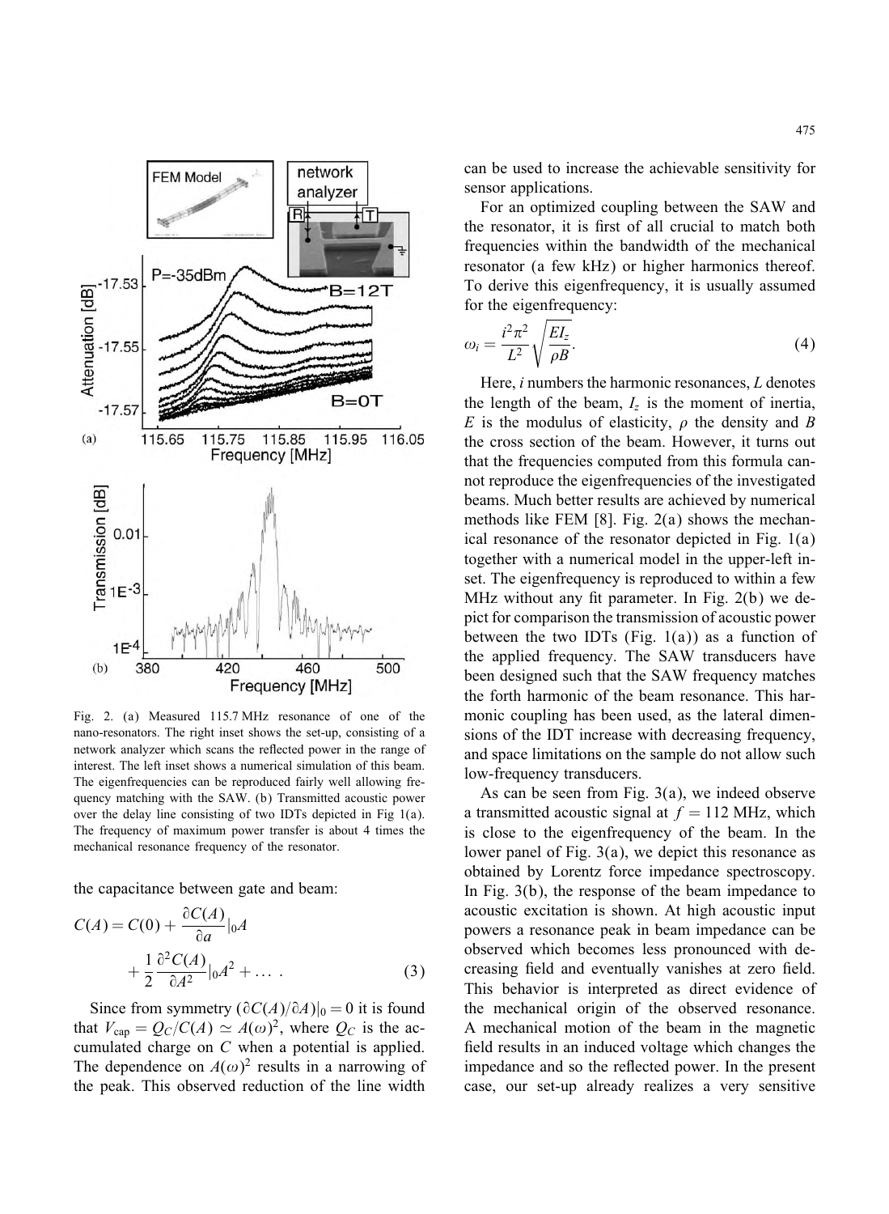Fig. 2. (a) Measured 115.7 MHz resonance of one of the nano-resonators. The right inset shows the set-up, consisting of a network analyzer which scans the reflected power in the range of interest. The left inset shows a numerical simulation of this beam. The eigenfrequencies can be reproduced fairly well allowing frequency matching with the SAW. (b) Transmitted acoustic power over the delay line consisting of two IDTs depicted in Fig 1(a). The frequency of maximum power transfer is about 4 times the mechanical resonance frequency of the resonator.

the capacitance between gate and beam:

$$C(A) = C(0) + \frac{\partial C(A)}{\partial a}|_0 A + \frac{1}{2}\frac{\partial^2 C(A)}{\partial A^2}|_0 A^2 + \dots \ . \tag{3}$$

Since from symmetry $(\partial C(A)/\partial A)|_0 = 0$ it is found that $V_{\text{cap}} = Q_C/C(A) \simeq A(\omega)^2$, where $Q_C$ is the accumulated charge on $C$ when a potential is applied. The dependence on $A(\omega)^2$ results in a narrowing of the peak. This observed reduction of the line width can be used to increase the achievable sensitivity for sensor applications.

For an optimized coupling between the SAW and the resonator, it is first of all crucial to match both frequencies within the bandwidth of the mechanical resonator (a few kHz) or higher harmonics thereof. To derive this eigenfrequency, it is usually assumed for the eigenfrequency:

$$\omega_i = \frac{i^2\pi^2}{L^2}\sqrt{\frac{EI_z}{\rho B}}. \tag{4}$$

Here, $i$ numbers the harmonic resonances, $L$ denotes the length of the beam, $I_z$ is the moment of inertia, $E$ is the modulus of elasticity, $\rho$ the density and $B$ the cross section of the beam. However, it turns out that the frequencies computed from this formula cannot reproduce the eigenfrequencies of the investigated beams. Much better results are achieved by numerical methods like FEM [8]. Fig. 2(a) shows the mechanical resonance of the resonator depicted in Fig. 1(a) together with a numerical model in the upper-left inset. The eigenfrequency is reproduced to within a few MHz without any fit parameter. In Fig. 2(b) we depict for comparison the transmission of acoustic power between the two IDTs (Fig. 1(a)) as a function of the applied frequency. The SAW transducers have been designed such that the SAW frequency matches the forth harmonic of the beam resonance. This harmonic coupling has been used, as the lateral dimensions of the IDT increase with decreasing frequency, and space limitations on the sample do not allow such low-frequency transducers.

As can be seen from Fig. 3(a), we indeed observe a transmitted acoustic signal at $f = 112$ MHz, which is close to the eigenfrequency of the beam. In the lower panel of Fig. 3(a), we depict this resonance as obtained by Lorentz force impedance spectroscopy. In Fig. 3(b), the response of the beam impedance to acoustic excitation is shown. At high acoustic input powers a resonance peak in beam impedance can be observed which becomes less pronounced with decreasing field and eventually vanishes at zero field. This behavior is interpreted as direct evidence of the mechanical origin of the observed resonance. A mechanical motion of the beam in the magnetic field results in an induced voltage which changes the impedance and so the reflected power. In the present case, our set-up already realizes a very sensitive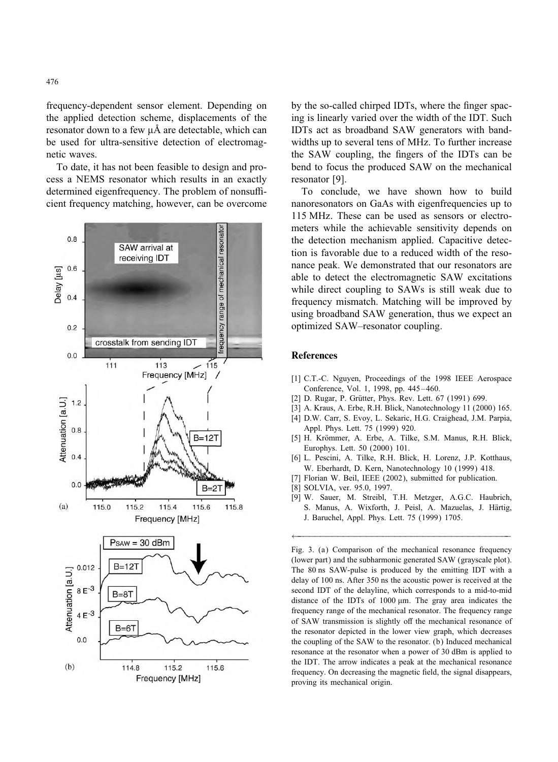frequency-dependent sensor element. Depending on the applied detection scheme, displacements of the resonator down to a few μÅ are detectable, which can be used for ultra-sensitive detection of electromagnetic waves.

To date, it has not been feasible to design and process a NEMS resonator which results in an exactly determined eigenfrequency. The problem of nonsufficient frequency matching, however, can be overcome by the so-called chirped IDTs, where the finger spacing is linearly varied over the width of the IDT. Such IDTs act as broadband SAW generators with bandwidths up to several tens of MHz. To further increase the SAW coupling, the fingers of the IDTs can be bend to focus the produced SAW on the mechanical resonator [9].

To conclude, we have shown how to build nanoresonators on GaAs with eigenfrequencies up to 115 MHz. These can be used as sensors or electrometers while the achievable sensitivity depends on the detection mechanism applied. Capacitive detection is favorable due to a reduced width of the resonance peak. We demonstrated that our resonators are able to detect the electromagnetic SAW excitations while direct coupling to SAWs is still weak due to frequency mismatch. Matching will be improved by using broadband SAW generation, thus we expect an optimized SAW–resonator coupling.

SAW arrival at receiving IDT

crosstalk from sending IDT

frequency range of mechanical resonator

Delay [μs]

0.8
0.6
0.4
0.2
0.0

111
113
115

Frequency [MHz]

Attenuation [a.U.]

1.2
0.8
0.4
0.0

B=12T

B=2T

(a)

115.0
115.2
115.4
115.6
115.8

Frequency [MHz]

$P_{SAW}$ = 30 dBm

Attenuation [a.U.]

0.012
8 E-3
4 E-3
0.0

B=12T

B=8T

B=6T

(b)

114.8
115.2
115.6

Frequency [MHz]

Fig. 3. (a) Comparison of the mechanical resonance frequency (lower part) and the subharmonic generated SAW (grayscale plot). The 80 ns SAW-pulse is produced by the emitting IDT with a delay of 100 ns. After 350 ns the acoustic power is received at the second IDT of the delayline, which corresponds to a mid-to-mid distance of the IDTs of 1000 μm. The gray area indicates the frequency range of the mechanical resonator. The frequency range of SAW transmission is slightly off the mechanical resonance of the resonator depicted in the lower view graph, which decreases the coupling of the SAW to the resonator. (b) Induced mechanical resonance at the resonator when a power of 30 dBm is applied to the IDT. The arrow indicates a peak at the mechanical resonance frequency. On decreasing the magnetic field, the signal disappears, proving its mechanical origin.

## References

[1] C.T.-C. Nguyen, Proceedings of the 1998 IEEE Aerospace Conference, Vol. 1, 1998, pp. 445–460.

[2] D. Rugar, P. Grütter, Phys. Rev. Lett. 67 (1991) 699.

[3] A. Kraus, A. Erbe, R.H. Blick, Nanotechnology 11 (2000) 165.

[4] D.W. Carr, S. Evoy, L. Sekaric, H.G. Craighead, J.M. Parpia, Appl. Phys. Lett. 75 (1999) 920.

[5] H. Krömmer, A. Erbe, A. Tilke, S.M. Manus, R.H. Blick, Europhys. Lett. 50 (2000) 101.

[6] L. Pescini, A. Tilke, R.H. Blick, H. Lorenz, J.P. Kotthaus, W. Eberhardt, D. Kern, Nanotechnology 10 (1999) 418.

[7] Florian W. Beil, IEEE (2002), submitted for publication.

[8] SOLVIA, ver. 95.0, 1997.

[9] W. Sauer, M. Streibl, T.H. Metzger, A.G.C. Haubrich, S. Manus, A. Wixforth, J. Peisl, A. Mazuelas, J. Härtig, J. Baruchel, Appl. Phys. Lett. 75 (1999) 1705.